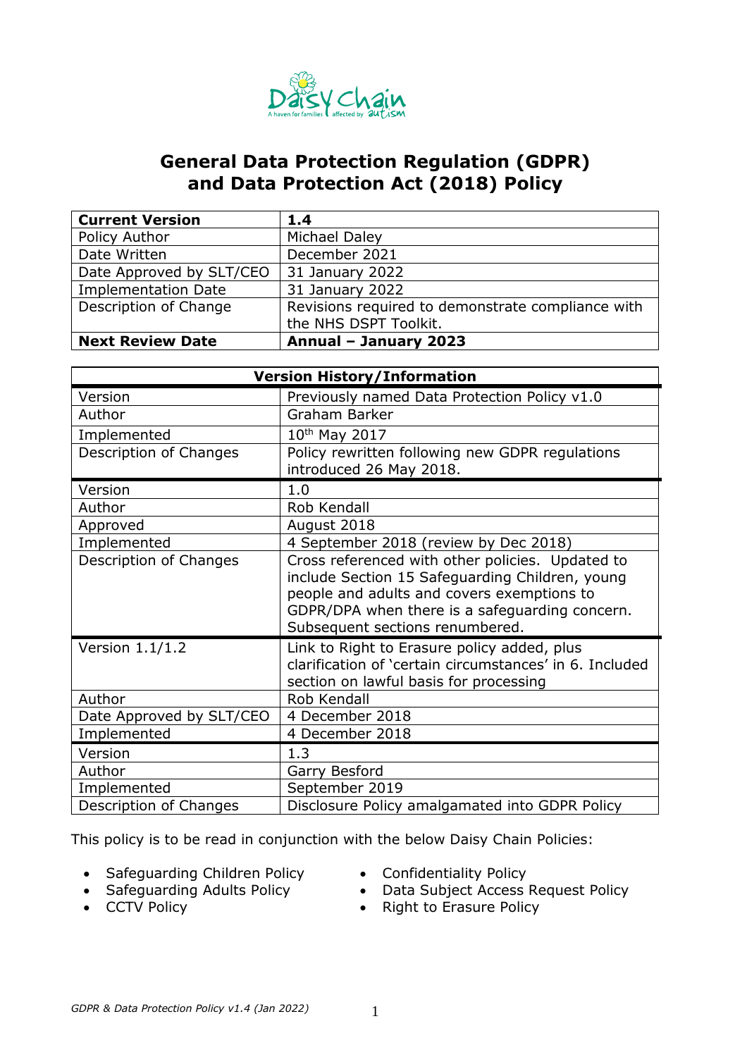# General Data Protection Regulation (GDPR) and Data Protection Act (2018) Policy

| **Current Version** | **1.4** |
|---|---|
| Policy Author | Michael Daley |
| Date Written | December 2021 |
| Date Approved by SLT/CEO | 31 January 2022 |
| Implementation Date | 31 January 2022 |
| Description of Change | Revisions required to demonstrate compliance with the NHS DSPT Toolkit. |
| **Next Review Date** | **Annual – January 2023** |

| **Version History/Information** | |
|---|---|
| Version | Previously named Data Protection Policy v1.0 |
| Author | Graham Barker |
| Implemented | 10th May 2017 |
| Description of Changes | Policy rewritten following new GDPR regulations introduced 26 May 2018. |
| Version | 1.0 |
| Author | Rob Kendall |
| Approved | August 2018 |
| Implemented | 4 September 2018 (review by Dec 2018) |
| Description of Changes | Cross referenced with other policies. Updated to include Section 15 Safeguarding Children, young people and adults and covers exemptions to GDPR/DPA when there is a safeguarding concern. Subsequent sections renumbered. |
| Version 1.1/1.2 | Link to Right to Erasure policy added, plus clarification of 'certain circumstances' in 6. Included section on lawful basis for processing |
| Author | Rob Kendall |
| Date Approved by SLT/CEO | 4 December 2018 |
| Implemented | 4 December 2018 |
| Version | 1.3 |
| Author | Garry Besford |
| Implemented | September 2019 |
| Description of Changes | Disclosure Policy amalgamated into GDPR Policy |

This policy is to be read in conjunction with the below Daisy Chain Policies:

- Safeguarding Children Policy
- Safeguarding Adults Policy
- CCTV Policy
- Confidentiality Policy
- Data Subject Access Request Policy
- Right to Erasure Policy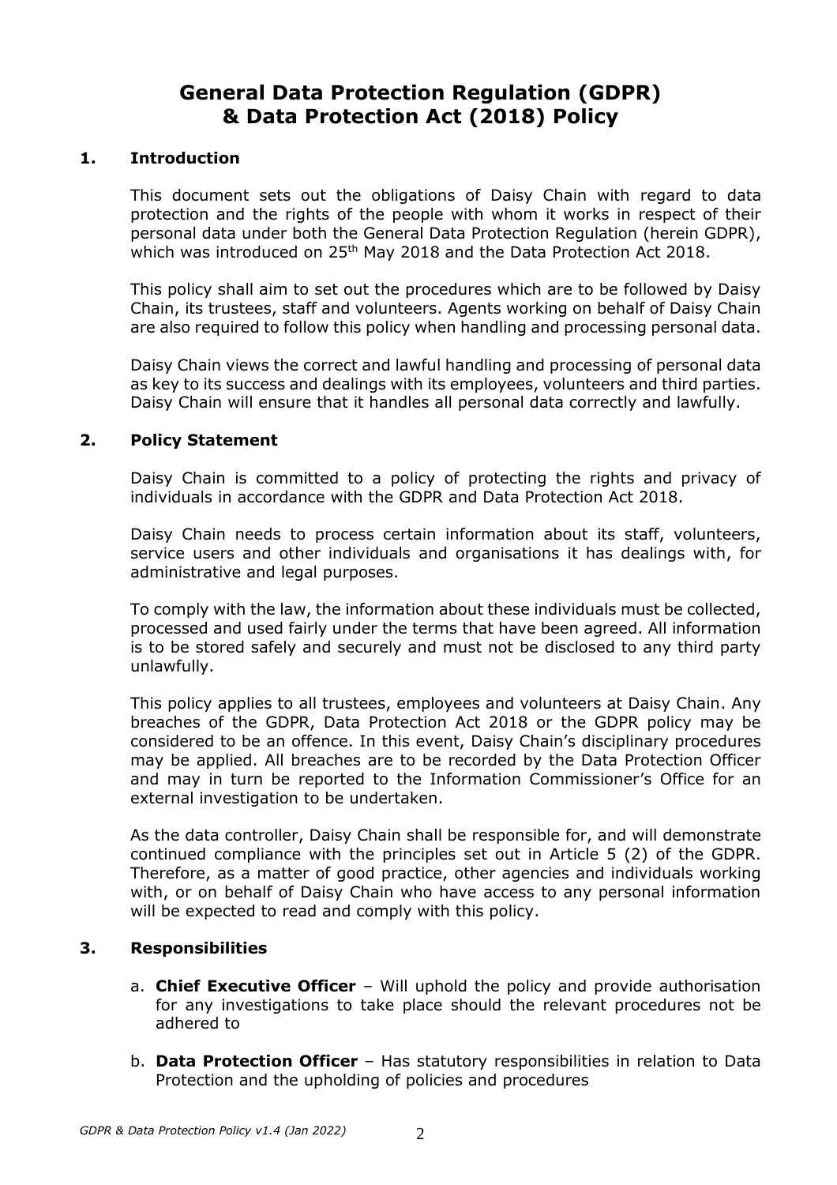# General Data Protection Regulation (GDPR) & Data Protection Act (2018) Policy

## 1. Introduction

This document sets out the obligations of Daisy Chain with regard to data protection and the rights of the people with whom it works in respect of their personal data under both the General Data Protection Regulation (herein GDPR), which was introduced on 25th May 2018 and the Data Protection Act 2018.

This policy shall aim to set out the procedures which are to be followed by Daisy Chain, its trustees, staff and volunteers. Agents working on behalf of Daisy Chain are also required to follow this policy when handling and processing personal data.

Daisy Chain views the correct and lawful handling and processing of personal data as key to its success and dealings with its employees, volunteers and third parties. Daisy Chain will ensure that it handles all personal data correctly and lawfully.

## 2. Policy Statement

Daisy Chain is committed to a policy of protecting the rights and privacy of individuals in accordance with the GDPR and Data Protection Act 2018.

Daisy Chain needs to process certain information about its staff, volunteers, service users and other individuals and organisations it has dealings with, for administrative and legal purposes.

To comply with the law, the information about these individuals must be collected, processed and used fairly under the terms that have been agreed. All information is to be stored safely and securely and must not be disclosed to any third party unlawfully.

This policy applies to all trustees, employees and volunteers at Daisy Chain. Any breaches of the GDPR, Data Protection Act 2018 or the GDPR policy may be considered to be an offence. In this event, Daisy Chain's disciplinary procedures may be applied. All breaches are to be recorded by the Data Protection Officer and may in turn be reported to the Information Commissioner's Office for an external investigation to be undertaken.

As the data controller, Daisy Chain shall be responsible for, and will demonstrate continued compliance with the principles set out in Article 5 (2) of the GDPR. Therefore, as a matter of good practice, other agencies and individuals working with, or on behalf of Daisy Chain who have access to any personal information will be expected to read and comply with this policy.

## 3. Responsibilities

a. **Chief Executive Officer** – Will uphold the policy and provide authorisation for any investigations to take place should the relevant procedures not be adhered to

b. **Data Protection Officer** – Has statutory responsibilities in relation to Data Protection and the upholding of policies and procedures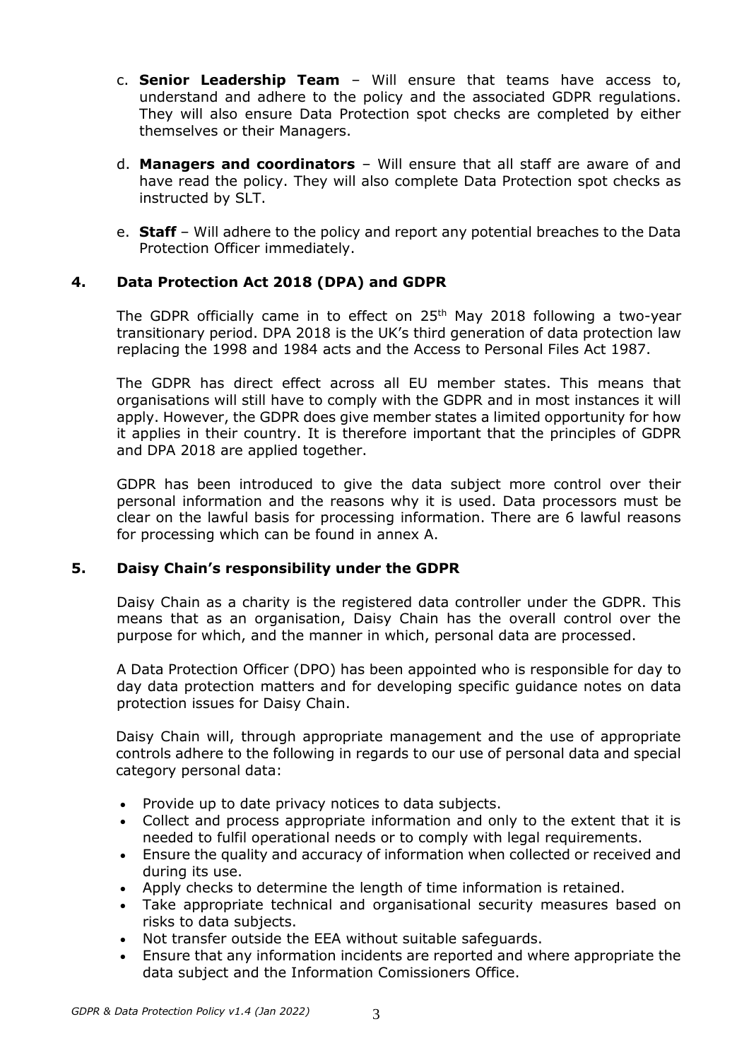c. **Senior Leadership Team** – Will ensure that teams have access to, understand and adhere to the policy and the associated GDPR regulations. They will also ensure Data Protection spot checks are completed by either themselves or their Managers.

d. **Managers and coordinators** – Will ensure that all staff are aware of and have read the policy. They will also complete Data Protection spot checks as instructed by SLT.

e. **Staff** – Will adhere to the policy and report any potential breaches to the Data Protection Officer immediately.

## 4. Data Protection Act 2018 (DPA) and GDPR

The GDPR officially came in to effect on 25th May 2018 following a two-year transitional period. DPA 2018 is the UK's third generation of data protection law replacing the 1998 and 1984 acts and the Access to Personal Files Act 1987.

The GDPR has direct effect across all EU member states. This means that organisations will still have to comply with the GDPR and in most instances it will apply. However, the GDPR does give member states a limited opportunity for how it applies in their country. It is therefore important that the principles of GDPR and DPA 2018 are applied together.

GDPR has been introduced to give the data subject more control over their personal information and the reasons why it is used. Data processors must be clear on the lawful basis for processing information. There are 6 lawful reasons for processing which can be found in annex A.

## 5. Daisy Chain's responsibility under the GDPR

Daisy Chain as a charity is the registered data controller under the GDPR. This means that as an organisation, Daisy Chain has the overall control over the purpose for which, and the manner in which, personal data are processed.

A Data Protection Officer (DPO) has been appointed who is responsible for day to day data protection matters and for developing specific guidance notes on data protection issues for Daisy Chain.

Daisy Chain will, through appropriate management and the use of appropriate controls adhere to the following in regards to our use of personal data and special category personal data:

- Provide up to date privacy notices to data subjects.
- Collect and process appropriate information and only to the extent that it is needed to fulfil operational needs or to comply with legal requirements.
- Ensure the quality and accuracy of information when collected or received and during its use.
- Apply checks to determine the length of time information is retained.
- Take appropriate technical and organisational security measures based on risks to data subjects.
- Not transfer outside the EEA without suitable safeguards.
- Ensure that any information incidents are reported and where appropriate the data subject and the Information Comissioners Office.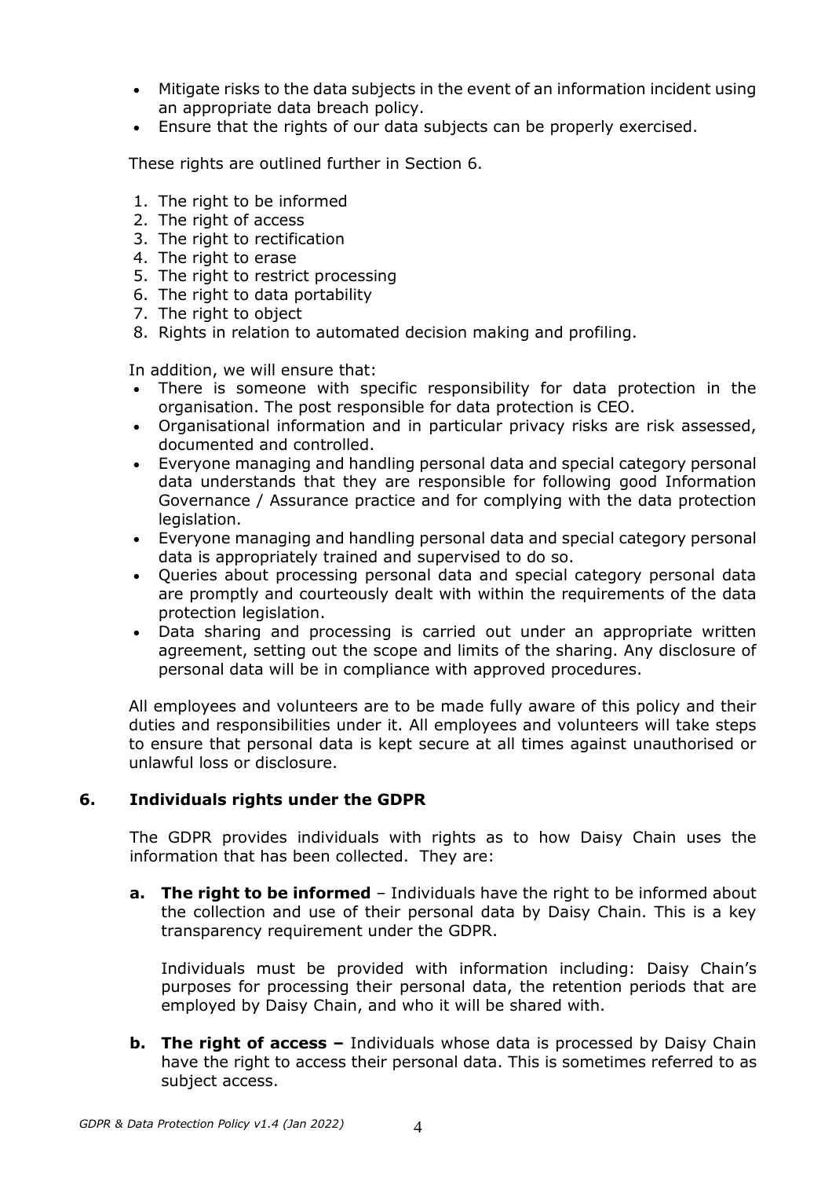- Mitigate risks to the data subjects in the event of an information incident using an appropriate data breach policy.
- Ensure that the rights of our data subjects can be properly exercised.

These rights are outlined further in Section 6.

1. The right to be informed
2. The right of access
3. The right to rectification
4. The right to erase
5. The right to restrict processing
6. The right to data portability
7. The right to object
8. Rights in relation to automated decision making and profiling.

In addition, we will ensure that:

- There is someone with specific responsibility for data protection in the organisation. The post responsible for data protection is CEO.
- Organisational information and in particular privacy risks are risk assessed, documented and controlled.
- Everyone managing and handling personal data and special category personal data understands that they are responsible for following good Information Governance / Assurance practice and for complying with the data protection legislation.
- Everyone managing and handling personal data and special category personal data is appropriately trained and supervised to do so.
- Queries about processing personal data and special category personal data are promptly and courteously dealt with within the requirements of the data protection legislation.
- Data sharing and processing is carried out under an appropriate written agreement, setting out the scope and limits of the sharing. Any disclosure of personal data will be in compliance with approved procedures.

All employees and volunteers are to be made fully aware of this policy and their duties and responsibilities under it. All employees and volunteers will take steps to ensure that personal data is kept secure at all times against unauthorised or unlawful loss or disclosure.

## 6. Individuals rights under the GDPR

The GDPR provides individuals with rights as to how Daisy Chain uses the information that has been collected. They are:

**a. The right to be informed** – Individuals have the right to be informed about the collection and use of their personal data by Daisy Chain. This is a key transparency requirement under the GDPR.

Individuals must be provided with information including: Daisy Chain's purposes for processing their personal data, the retention periods that are employed by Daisy Chain, and who it will be shared with.

**b. The right of access –** Individuals whose data is processed by Daisy Chain have the right to access their personal data. This is sometimes referred to as subject access.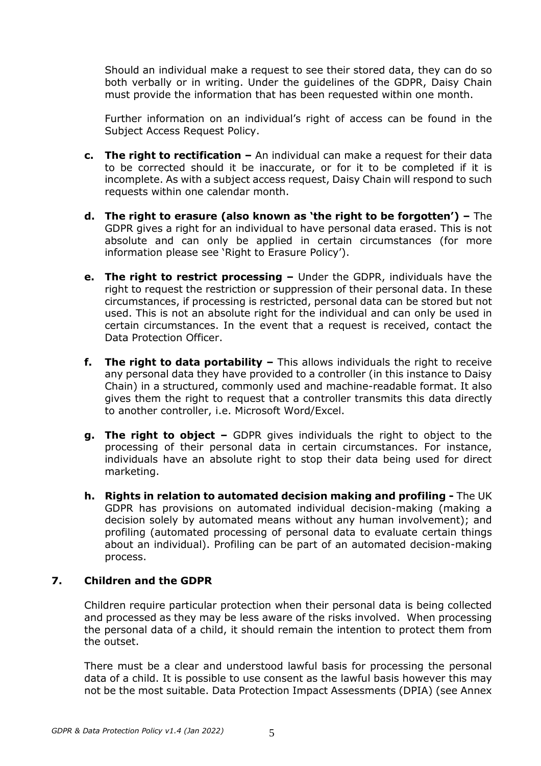Should an individual make a request to see their stored data, they can do so both verbally or in writing. Under the guidelines of the GDPR, Daisy Chain must provide the information that has been requested within one month.

Further information on an individual's right of access can be found in the Subject Access Request Policy.

**c. The right to rectification –** An individual can make a request for their data to be corrected should it be inaccurate, or for it to be completed if it is incomplete. As with a subject access request, Daisy Chain will respond to such requests within one calendar month.

**d. The right to erasure (also known as 'the right to be forgotten') –** The GDPR gives a right for an individual to have personal data erased. This is not absolute and can only be applied in certain circumstances (for more information please see 'Right to Erasure Policy').

**e. The right to restrict processing –** Under the GDPR, individuals have the right to request the restriction or suppression of their personal data. In these circumstances, if processing is restricted, personal data can be stored but not used. This is not an absolute right for the individual and can only be used in certain circumstances. In the event that a request is received, contact the Data Protection Officer.

**f. The right to data portability –** This allows individuals the right to receive any personal data they have provided to a controller (in this instance to Daisy Chain) in a structured, commonly used and machine-readable format. It also gives them the right to request that a controller transmits this data directly to another controller, i.e. Microsoft Word/Excel.

**g. The right to object –** GDPR gives individuals the right to object to the processing of their personal data in certain circumstances. For instance, individuals have an absolute right to stop their data being used for direct marketing.

**h. Rights in relation to automated decision making and profiling -** The UK GDPR has provisions on automated individual decision-making (making a decision solely by automated means without any human involvement); and profiling (automated processing of personal data to evaluate certain things about an individual). Profiling can be part of an automated decision-making process.

## 7. Children and the GDPR

Children require particular protection when their personal data is being collected and processed as they may be less aware of the risks involved. When processing the personal data of a child, it should remain the intention to protect them from the outset.

There must be a clear and understood lawful basis for processing the personal data of a child. It is possible to use consent as the lawful basis however this may not be the most suitable. Data Protection Impact Assessments (DPIA) (see Annex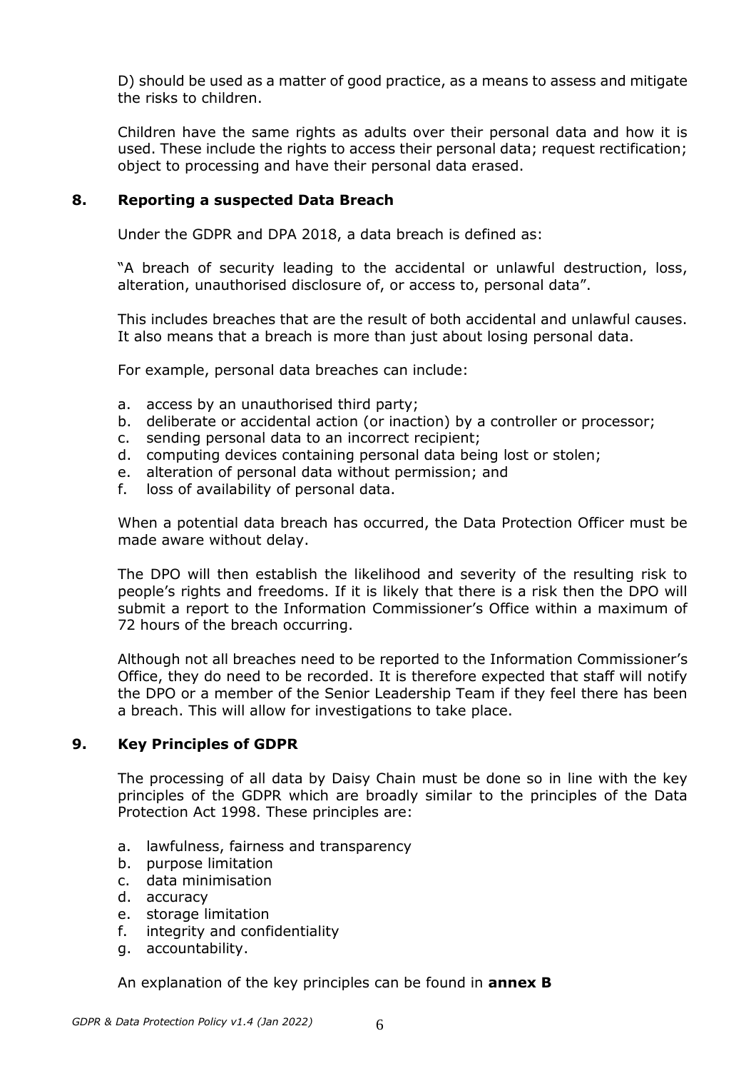D) should be used as a matter of good practice, as a means to assess and mitigate the risks to children.

Children have the same rights as adults over their personal data and how it is used. These include the rights to access their personal data; request rectification; object to processing and have their personal data erased.

## 8. Reporting a suspected Data Breach

Under the GDPR and DPA 2018, a data breach is defined as:

"A breach of security leading to the accidental or unlawful destruction, loss, alteration, unauthorised disclosure of, or access to, personal data".

This includes breaches that are the result of both accidental and unlawful causes. It also means that a breach is more than just about losing personal data.

For example, personal data breaches can include:

a. access by an unauthorised third party;
b. deliberate or accidental action (or inaction) by a controller or processor;
c. sending personal data to an incorrect recipient;
d. computing devices containing personal data being lost or stolen;
e. alteration of personal data without permission; and
f. loss of availability of personal data.

When a potential data breach has occurred, the Data Protection Officer must be made aware without delay.

The DPO will then establish the likelihood and severity of the resulting risk to people's rights and freedoms. If it is likely that there is a risk then the DPO will submit a report to the Information Commissioner's Office within a maximum of 72 hours of the breach occurring.

Although not all breaches need to be reported to the Information Commissioner's Office, they do need to be recorded. It is therefore expected that staff will notify the DPO or a member of the Senior Leadership Team if they feel there has been a breach. This will allow for investigations to take place.

## 9. Key Principles of GDPR

The processing of all data by Daisy Chain must be done so in line with the key principles of the GDPR which are broadly similar to the principles of the Data Protection Act 1998. These principles are:

a. lawfulness, fairness and transparency
b. purpose limitation
c. data minimisation
d. accuracy
e. storage limitation
f. integrity and confidentiality
g. accountability.

An explanation of the key principles can be found in **annex B**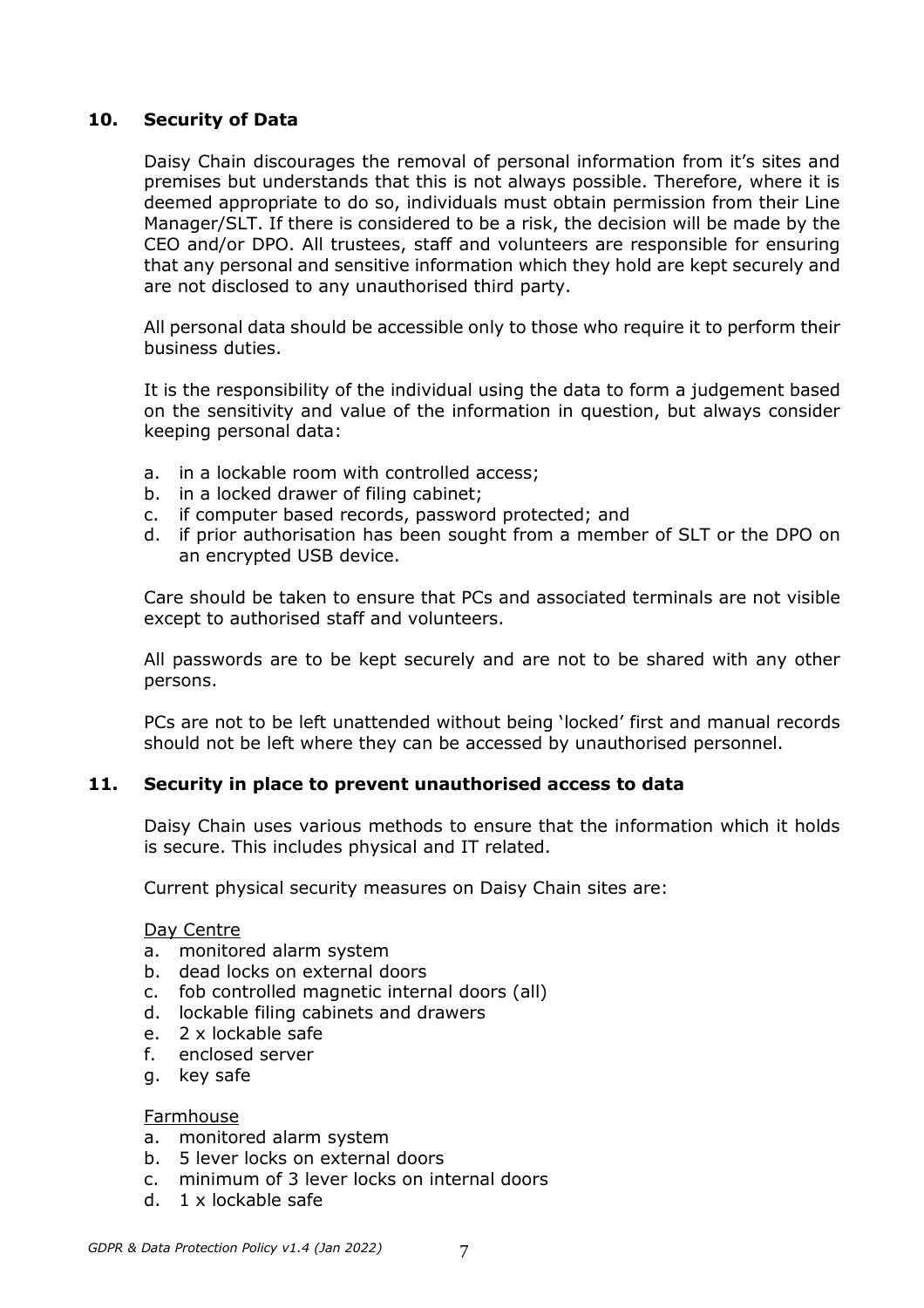## 10. Security of Data

Daisy Chain discourages the removal of personal information from it's sites and premises but understands that this is not always possible. Therefore, where it is deemed appropriate to do so, individuals must obtain permission from their Line Manager/SLT. If there is considered to be a risk, the decision will be made by the CEO and/or DPO. All trustees, staff and volunteers are responsible for ensuring that any personal and sensitive information which they hold are kept securely and are not disclosed to any unauthorised third party.

All personal data should be accessible only to those who require it to perform their business duties.

It is the responsibility of the individual using the data to form a judgement based on the sensitivity and value of the information in question, but always consider keeping personal data:

a. in a lockable room with controlled access;
b. in a locked drawer of filing cabinet;
c. if computer based records, password protected; and
d. if prior authorisation has been sought from a member of SLT or the DPO on an encrypted USB device.

Care should be taken to ensure that PCs and associated terminals are not visible except to authorised staff and volunteers.

All passwords are to be kept securely and are not to be shared with any other persons.

PCs are not to be left unattended without being 'locked' first and manual records should not be left where they can be accessed by unauthorised personnel.

## 11. Security in place to prevent unauthorised access to data

Daisy Chain uses various methods to ensure that the information which it holds is secure. This includes physical and IT related.

Current physical security measures on Daisy Chain sites are:

<u>Day Centre</u>

a. monitored alarm system
b. dead locks on external doors
c. fob controlled magnetic internal doors (all)
d. lockable filing cabinets and drawers
e. 2 x lockable safe
f. enclosed server
g. key safe

<u>Farmhouse</u>

a. monitored alarm system
b. 5 lever locks on external doors
c. minimum of 3 lever locks on internal doors
d. 1 x lockable safe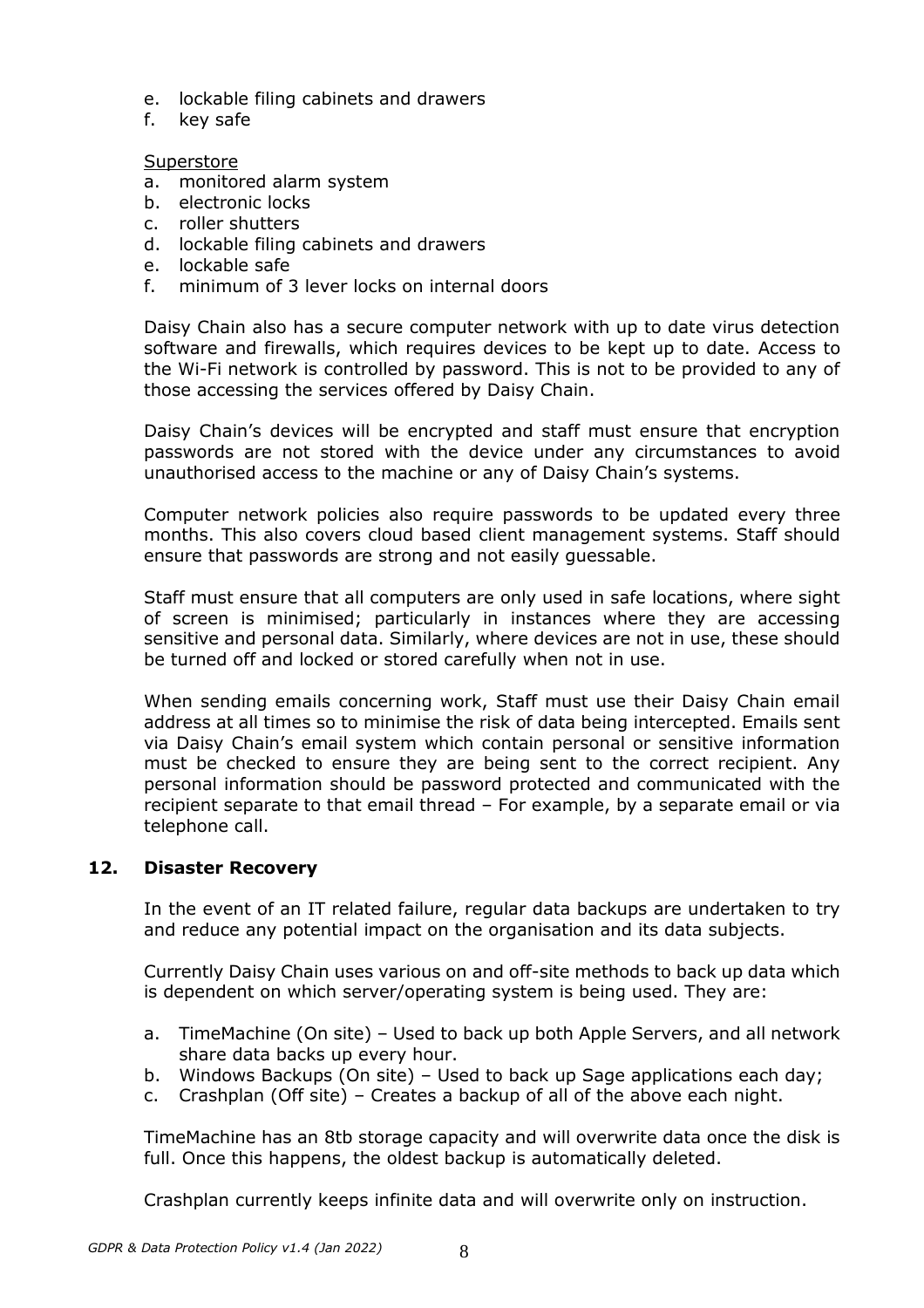e. lockable filing cabinets and drawers
f. key safe

Superstore

a. monitored alarm system
b. electronic locks
c. roller shutters
d. lockable filing cabinets and drawers
e. lockable safe
f. minimum of 3 lever locks on internal doors

Daisy Chain also has a secure computer network with up to date virus detection software and firewalls, which requires devices to be kept up to date. Access to the Wi-Fi network is controlled by password. This is not to be provided to any of those accessing the services offered by Daisy Chain.

Daisy Chain's devices will be encrypted and staff must ensure that encryption passwords are not stored with the device under any circumstances to avoid unauthorised access to the machine or any of Daisy Chain's systems.

Computer network policies also require passwords to be updated every three months. This also covers cloud based client management systems. Staff should ensure that passwords are strong and not easily guessable.

Staff must ensure that all computers are only used in safe locations, where sight of screen is minimised; particularly in instances where they are accessing sensitive and personal data. Similarly, where devices are not in use, these should be turned off and locked or stored carefully when not in use.

When sending emails concerning work, Staff must use their Daisy Chain email address at all times so to minimise the risk of data being intercepted. Emails sent via Daisy Chain's email system which contain personal or sensitive information must be checked to ensure they are being sent to the correct recipient. Any personal information should be password protected and communicated with the recipient separate to that email thread – For example, by a separate email or via telephone call.

## 12. Disaster Recovery

In the event of an IT related failure, regular data backups are undertaken to try and reduce any potential impact on the organisation and its data subjects.

Currently Daisy Chain uses various on and off-site methods to back up data which is dependent on which server/operating system is being used. They are:

a. TimeMachine (On site) – Used to back up both Apple Servers, and all network share data backs up every hour.
b. Windows Backups (On site) – Used to back up Sage applications each day;
c. Crashplan (Off site) – Creates a backup of all of the above each night.

TimeMachine has an 8tb storage capacity and will overwrite data once the disk is full. Once this happens, the oldest backup is automatically deleted.

Crashplan currently keeps infinite data and will overwrite only on instruction.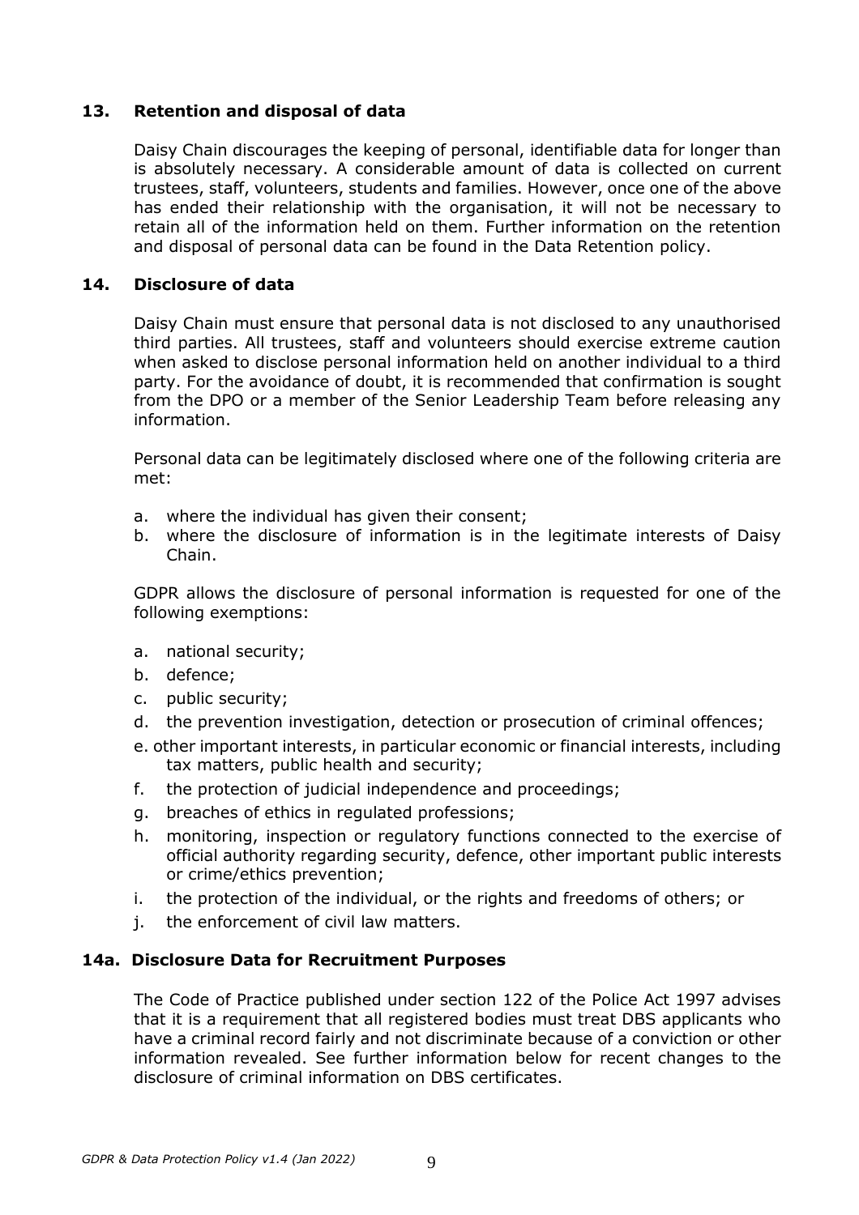## 13. Retention and disposal of data

Daisy Chain discourages the keeping of personal, identifiable data for longer than is absolutely necessary. A considerable amount of data is collected on current trustees, staff, volunteers, students and families. However, once one of the above has ended their relationship with the organisation, it will not be necessary to retain all of the information held on them. Further information on the retention and disposal of personal data can be found in the Data Retention policy.

## 14. Disclosure of data

Daisy Chain must ensure that personal data is not disclosed to any unauthorised third parties. All trustees, staff and volunteers should exercise extreme caution when asked to disclose personal information held on another individual to a third party. For the avoidance of doubt, it is recommended that confirmation is sought from the DPO or a member of the Senior Leadership Team before releasing any information.

Personal data can be legitimately disclosed where one of the following criteria are met:

a. where the individual has given their consent;
b. where the disclosure of information is in the legitimate interests of Daisy Chain.

GDPR allows the disclosure of personal information is requested for one of the following exemptions:

a. national security;
b. defence;
c. public security;
d. the prevention investigation, detection or prosecution of criminal offences;
e. other important interests, in particular economic or financial interests, including tax matters, public health and security;
f. the protection of judicial independence and proceedings;
g. breaches of ethics in regulated professions;
h. monitoring, inspection or regulatory functions connected to the exercise of official authority regarding security, defence, other important public interests or crime/ethics prevention;
i. the protection of the individual, or the rights and freedoms of others; or
j. the enforcement of civil law matters.

## 14a. Disclosure Data for Recruitment Purposes

The Code of Practice published under section 122 of the Police Act 1997 advises that it is a requirement that all registered bodies must treat DBS applicants who have a criminal record fairly and not discriminate because of a conviction or other information revealed. See further information below for recent changes to the disclosure of criminal information on DBS certificates.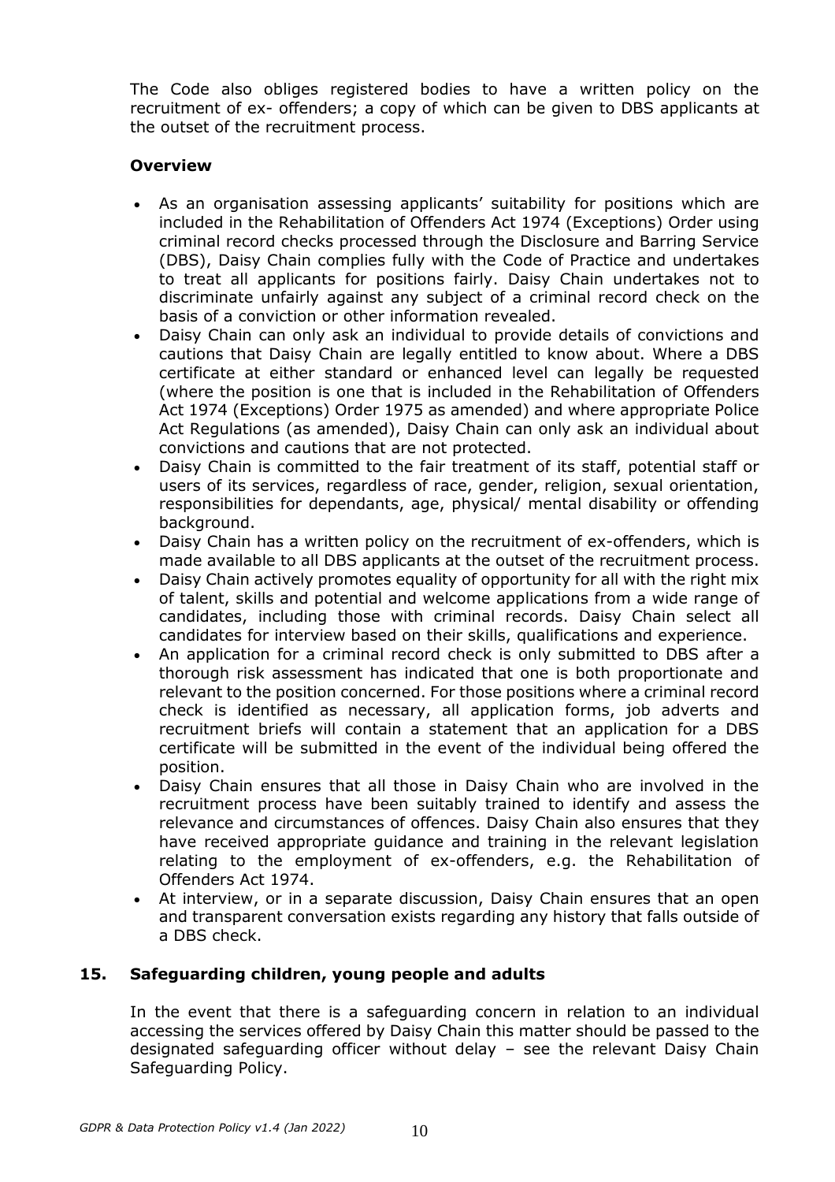The Code also obliges registered bodies to have a written policy on the recruitment of ex- offenders; a copy of which can be given to DBS applicants at the outset of the recruitment process.

**Overview**

- As an organisation assessing applicants' suitability for positions which are included in the Rehabilitation of Offenders Act 1974 (Exceptions) Order using criminal record checks processed through the Disclosure and Barring Service (DBS), Daisy Chain complies fully with the Code of Practice and undertakes to treat all applicants for positions fairly. Daisy Chain undertakes not to discriminate unfairly against any subject of a criminal record check on the basis of a conviction or other information revealed.
- Daisy Chain can only ask an individual to provide details of convictions and cautions that Daisy Chain are legally entitled to know about. Where a DBS certificate at either standard or enhanced level can legally be requested (where the position is one that is included in the Rehabilitation of Offenders Act 1974 (Exceptions) Order 1975 as amended) and where appropriate Police Act Regulations (as amended), Daisy Chain can only ask an individual about convictions and cautions that are not protected.
- Daisy Chain is committed to the fair treatment of its staff, potential staff or users of its services, regardless of race, gender, religion, sexual orientation, responsibilities for dependants, age, physical/ mental disability or offending background.
- Daisy Chain has a written policy on the recruitment of ex-offenders, which is made available to all DBS applicants at the outset of the recruitment process.
- Daisy Chain actively promotes equality of opportunity for all with the right mix of talent, skills and potential and welcome applications from a wide range of candidates, including those with criminal records. Daisy Chain select all candidates for interview based on their skills, qualifications and experience.
- An application for a criminal record check is only submitted to DBS after a thorough risk assessment has indicated that one is both proportionate and relevant to the position concerned. For those positions where a criminal record check is identified as necessary, all application forms, job adverts and recruitment briefs will contain a statement that an application for a DBS certificate will be submitted in the event of the individual being offered the position.
- Daisy Chain ensures that all those in Daisy Chain who are involved in the recruitment process have been suitably trained to identify and assess the relevance and circumstances of offences. Daisy Chain also ensures that they have received appropriate guidance and training in the relevant legislation relating to the employment of ex-offenders, e.g. the Rehabilitation of Offenders Act 1974.
- At interview, or in a separate discussion, Daisy Chain ensures that an open and transparent conversation exists regarding any history that falls outside of a DBS check.

## 15. Safeguarding children, young people and adults

In the event that there is a safeguarding concern in relation to an individual accessing the services offered by Daisy Chain this matter should be passed to the designated safeguarding officer without delay – see the relevant Daisy Chain Safeguarding Policy.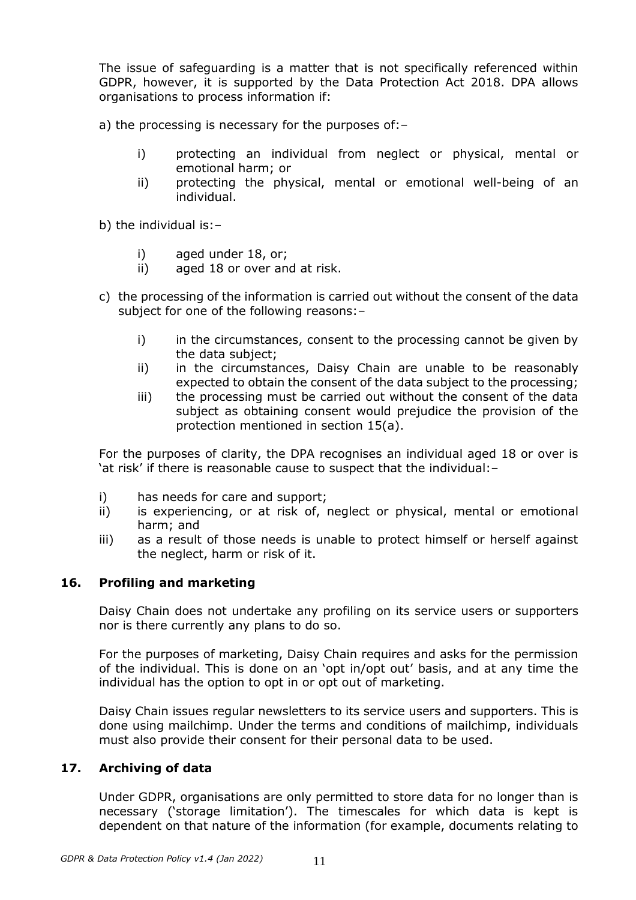The issue of safeguarding is a matter that is not specifically referenced within GDPR, however, it is supported by the Data Protection Act 2018. DPA allows organisations to process information if:

a) the processing is necessary for the purposes of:–

- i) protecting an individual from neglect or physical, mental or emotional harm; or
- ii) protecting the physical, mental or emotional well-being of an individual.

b) the individual is:–

- i) aged under 18, or;
- ii) aged 18 or over and at risk.

c) the processing of the information is carried out without the consent of the data subject for one of the following reasons:–

- i) in the circumstances, consent to the processing cannot be given by the data subject;
- ii) in the circumstances, Daisy Chain are unable to be reasonably expected to obtain the consent of the data subject to the processing;
- iii) the processing must be carried out without the consent of the data subject as obtaining consent would prejudice the provision of the protection mentioned in section 15(a).

For the purposes of clarity, the DPA recognises an individual aged 18 or over is 'at risk' if there is reasonable cause to suspect that the individual:–

- i) has needs for care and support;
- ii) is experiencing, or at risk of, neglect or physical, mental or emotional harm; and
- iii) as a result of those needs is unable to protect himself or herself against the neglect, harm or risk of it.

## 16. Profiling and marketing

Daisy Chain does not undertake any profiling on its service users or supporters nor is there currently any plans to do so.

For the purposes of marketing, Daisy Chain requires and asks for the permission of the individual. This is done on an 'opt in/opt out' basis, and at any time the individual has the option to opt in or opt out of marketing.

Daisy Chain issues regular newsletters to its service users and supporters. This is done using mailchimp. Under the terms and conditions of mailchimp, individuals must also provide their consent for their personal data to be used.

## 17. Archiving of data

Under GDPR, organisations are only permitted to store data for no longer than is necessary ('storage limitation'). The timescales for which data is kept is dependent on that nature of the information (for example, documents relating to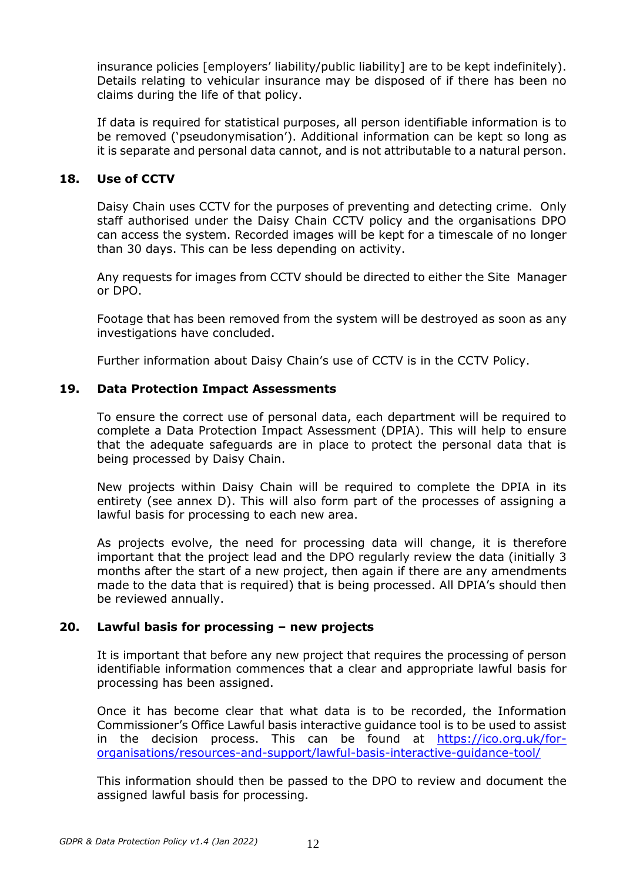insurance policies [employers' liability/public liability] are to be kept indefinitely). Details relating to vehicular insurance may be disposed of if there has been no claims during the life of that policy.

If data is required for statistical purposes, all person identifiable information is to be removed ('pseudonymisation'). Additional information can be kept so long as it is separate and personal data cannot, and is not attributable to a natural person.

## 18. Use of CCTV

Daisy Chain uses CCTV for the purposes of preventing and detecting crime. Only staff authorised under the Daisy Chain CCTV policy and the organisations DPO can access the system. Recorded images will be kept for a timescale of no longer than 30 days. This can be less depending on activity.

Any requests for images from CCTV should be directed to either the Site Manager or DPO.

Footage that has been removed from the system will be destroyed as soon as any investigations have concluded.

Further information about Daisy Chain's use of CCTV is in the CCTV Policy.

## 19. Data Protection Impact Assessments

To ensure the correct use of personal data, each department will be required to complete a Data Protection Impact Assessment (DPIA). This will help to ensure that the adequate safeguards are in place to protect the personal data that is being processed by Daisy Chain.

New projects within Daisy Chain will be required to complete the DPIA in its entirety (see annex D). This will also form part of the processes of assigning a lawful basis for processing to each new area.

As projects evolve, the need for processing data will change, it is therefore important that the project lead and the DPO regularly review the data (initially 3 months after the start of a new project, then again if there are any amendments made to the data that is required) that is being processed. All DPIA's should then be reviewed annually.

## 20. Lawful basis for processing – new projects

It is important that before any new project that requires the processing of person identifiable information commences that a clear and appropriate lawful basis for processing has been assigned.

Once it has become clear that what data is to be recorded, the Information Commissioner's Office Lawful basis interactive guidance tool is to be used to assist in the decision process. This can be found at https://ico.org.uk/for-organisations/resources-and-support/lawful-basis-interactive-guidance-tool/

This information should then be passed to the DPO to review and document the assigned lawful basis for processing.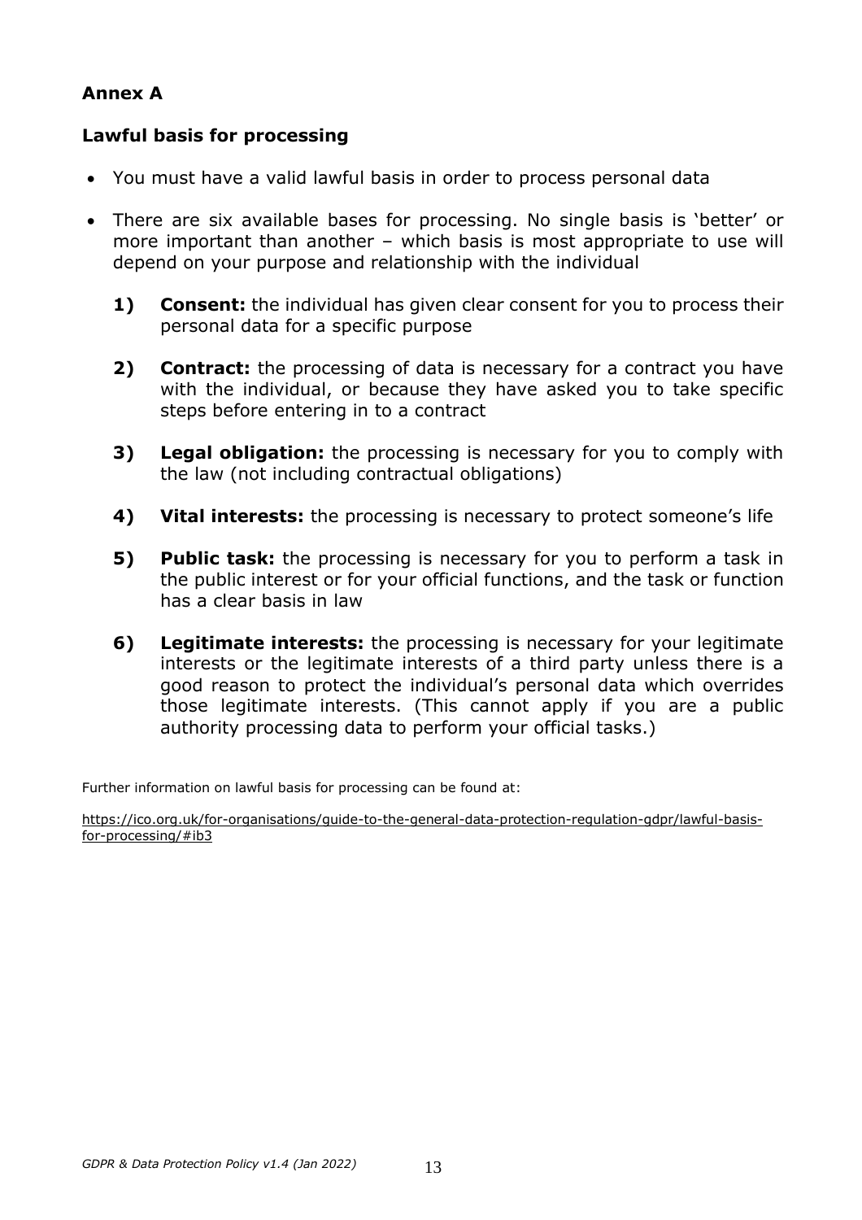## Annex A

### Lawful basis for processing

- You must have a valid lawful basis in order to process personal data
- There are six available bases for processing. No single basis is 'better' or more important than another – which basis is most appropriate to use will depend on your purpose and relationship with the individual

  **1) Consent:** the individual has given clear consent for you to process their personal data for a specific purpose

  **2) Contract:** the processing of data is necessary for a contract you have with the individual, or because they have asked you to take specific steps before entering in to a contract

  **3) Legal obligation:** the processing is necessary for you to comply with the law (not including contractual obligations)

  **4) Vital interests:** the processing is necessary to protect someone's life

  **5) Public task:** the processing is necessary for you to perform a task in the public interest or for your official functions, and the task or function has a clear basis in law

  **6) Legitimate interests:** the processing is necessary for your legitimate interests or the legitimate interests of a third party unless there is a good reason to protect the individual's personal data which overrides those legitimate interests. (This cannot apply if you are a public authority processing data to perform your official tasks.)

Further information on lawful basis for processing can be found at:

https://ico.org.uk/for-organisations/guide-to-the-general-data-protection-regulation-gdpr/lawful-basis-for-processing/#ib3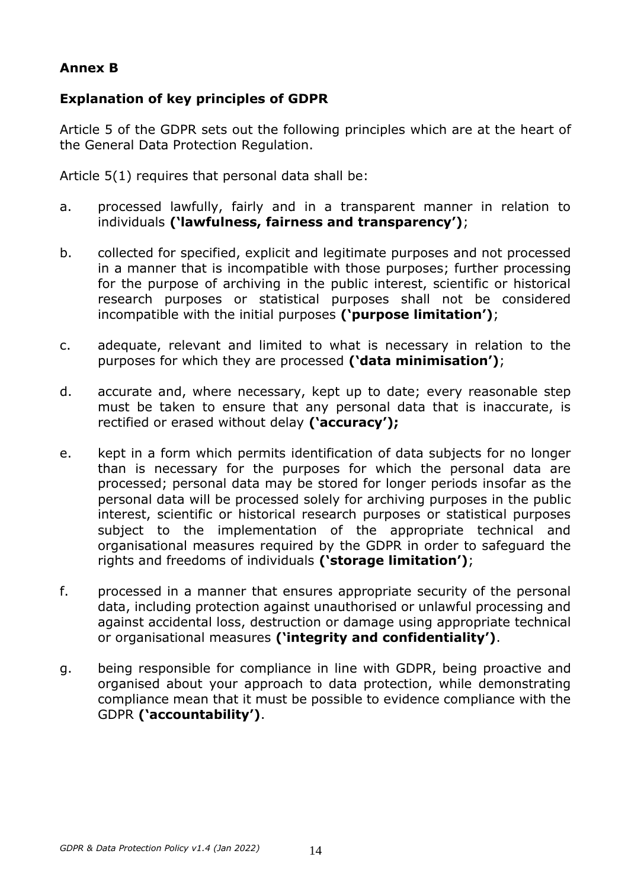**Annex B**

**Explanation of key principles of GDPR**

Article 5 of the GDPR sets out the following principles which are at the heart of the General Data Protection Regulation.

Article 5(1) requires that personal data shall be:

a. processed lawfully, fairly and in a transparent manner in relation to individuals **('lawfulness, fairness and transparency')**;

b. collected for specified, explicit and legitimate purposes and not processed in a manner that is incompatible with those purposes; further processing for the purpose of archiving in the public interest, scientific or historical research purposes or statistical purposes shall not be considered incompatible with the initial purposes **('purpose limitation')**;

c. adequate, relevant and limited to what is necessary in relation to the purposes for which they are processed **('data minimisation')**;

d. accurate and, where necessary, kept up to date; every reasonable step must be taken to ensure that any personal data that is inaccurate, is rectified or erased without delay **('accuracy');**

e. kept in a form which permits identification of data subjects for no longer than is necessary for the purposes for which the personal data are processed; personal data may be stored for longer periods insofar as the personal data will be processed solely for archiving purposes in the public interest, scientific or historical research purposes or statistical purposes subject to the implementation of the appropriate technical and organisational measures required by the GDPR in order to safeguard the rights and freedoms of individuals **('storage limitation')**;

f. processed in a manner that ensures appropriate security of the personal data, including protection against unauthorised or unlawful processing and against accidental loss, destruction or damage using appropriate technical or organisational measures **('integrity and confidentiality')**.

g. being responsible for compliance in line with GDPR, being proactive and organised about your approach to data protection, while demonstrating compliance mean that it must be possible to evidence compliance with the GDPR **('accountability')**.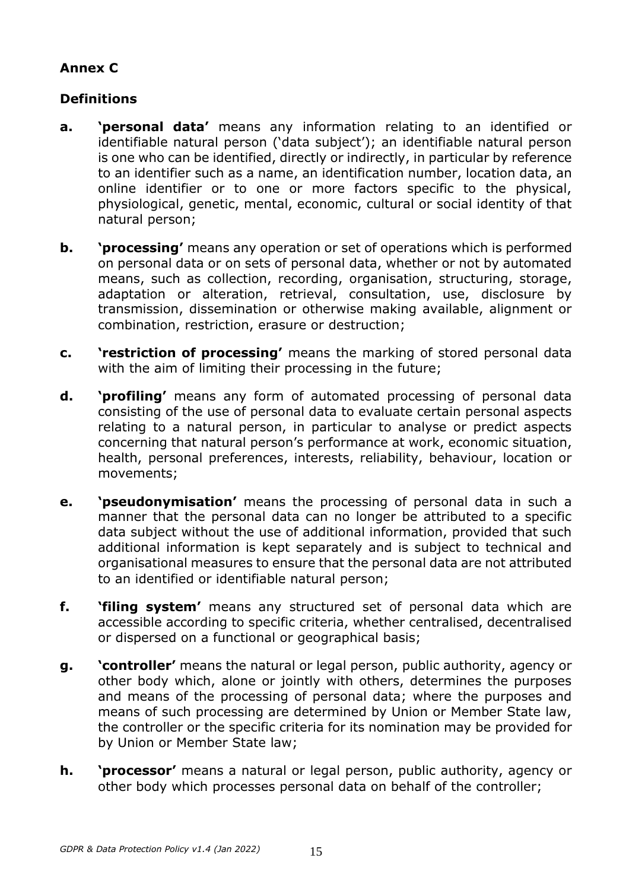## Annex C

## Definitions

**a.** **'personal data'** means any information relating to an identified or identifiable natural person ('data subject'); an identifiable natural person is one who can be identified, directly or indirectly, in particular by reference to an identifier such as a name, an identification number, location data, an online identifier or to one or more factors specific to the physical, physiological, genetic, mental, economic, cultural or social identity of that natural person;

**b.** **'processing'** means any operation or set of operations which is performed on personal data or on sets of personal data, whether or not by automated means, such as collection, recording, organisation, structuring, storage, adaptation or alteration, retrieval, consultation, use, disclosure by transmission, dissemination or otherwise making available, alignment or combination, restriction, erasure or destruction;

**c.** **'restriction of processing'** means the marking of stored personal data with the aim of limiting their processing in the future;

**d.** **'profiling'** means any form of automated processing of personal data consisting of the use of personal data to evaluate certain personal aspects relating to a natural person, in particular to analyse or predict aspects concerning that natural person's performance at work, economic situation, health, personal preferences, interests, reliability, behaviour, location or movements;

**e.** **'pseudonymisation'** means the processing of personal data in such a manner that the personal data can no longer be attributed to a specific data subject without the use of additional information, provided that such additional information is kept separately and is subject to technical and organisational measures to ensure that the personal data are not attributed to an identified or identifiable natural person;

**f.** **'filing system'** means any structured set of personal data which are accessible according to specific criteria, whether centralised, decentralised or dispersed on a functional or geographical basis;

**g.** **'controller'** means the natural or legal person, public authority, agency or other body which, alone or jointly with others, determines the purposes and means of the processing of personal data; where the purposes and means of such processing are determined by Union or Member State law, the controller or the specific criteria for its nomination may be provided for by Union or Member State law;

**h.** **'processor'** means a natural or legal person, public authority, agency or other body which processes personal data on behalf of the controller;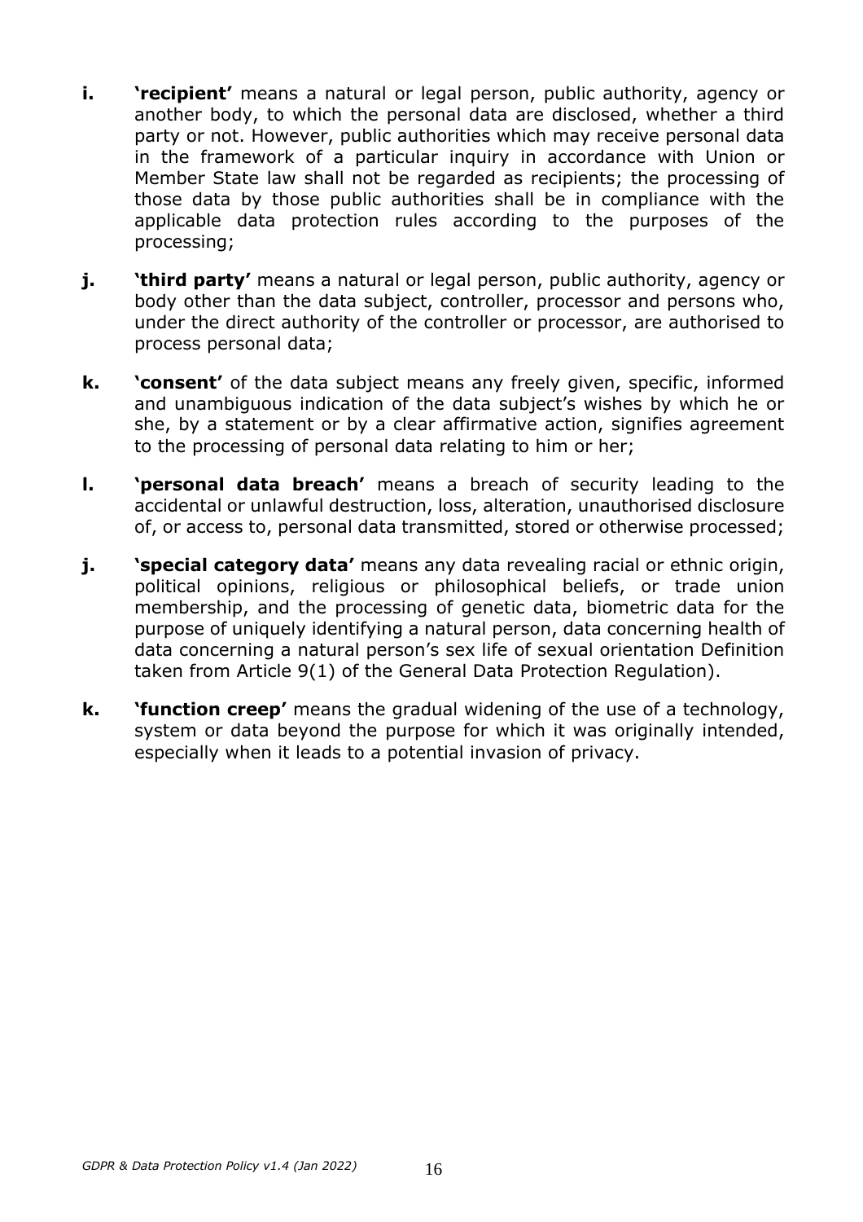**i.** **'recipient'** means a natural or legal person, public authority, agency or another body, to which the personal data are disclosed, whether a third party or not. However, public authorities which may receive personal data in the framework of a particular inquiry in accordance with Union or Member State law shall not be regarded as recipients; the processing of those data by those public authorities shall be in compliance with the applicable data protection rules according to the purposes of the processing;

**j.** **'third party'** means a natural or legal person, public authority, agency or body other than the data subject, controller, processor and persons who, under the direct authority of the controller or processor, are authorised to process personal data;

**k.** **'consent'** of the data subject means any freely given, specific, informed and unambiguous indication of the data subject's wishes by which he or she, by a statement or by a clear affirmative action, signifies agreement to the processing of personal data relating to him or her;

**l.** **'personal data breach'** means a breach of security leading to the accidental or unlawful destruction, loss, alteration, unauthorised disclosure of, or access to, personal data transmitted, stored or otherwise processed;

**j.** **'special category data'** means any data revealing racial or ethnic origin, political opinions, religious or philosophical beliefs, or trade union membership, and the processing of genetic data, biometric data for the purpose of uniquely identifying a natural person, data concerning health of data concerning a natural person's sex life of sexual orientation Definition taken from Article 9(1) of the General Data Protection Regulation).

**k.** **'function creep'** means the gradual widening of the use of a technology, system or data beyond the purpose for which it was originally intended, especially when it leads to a potential invasion of privacy.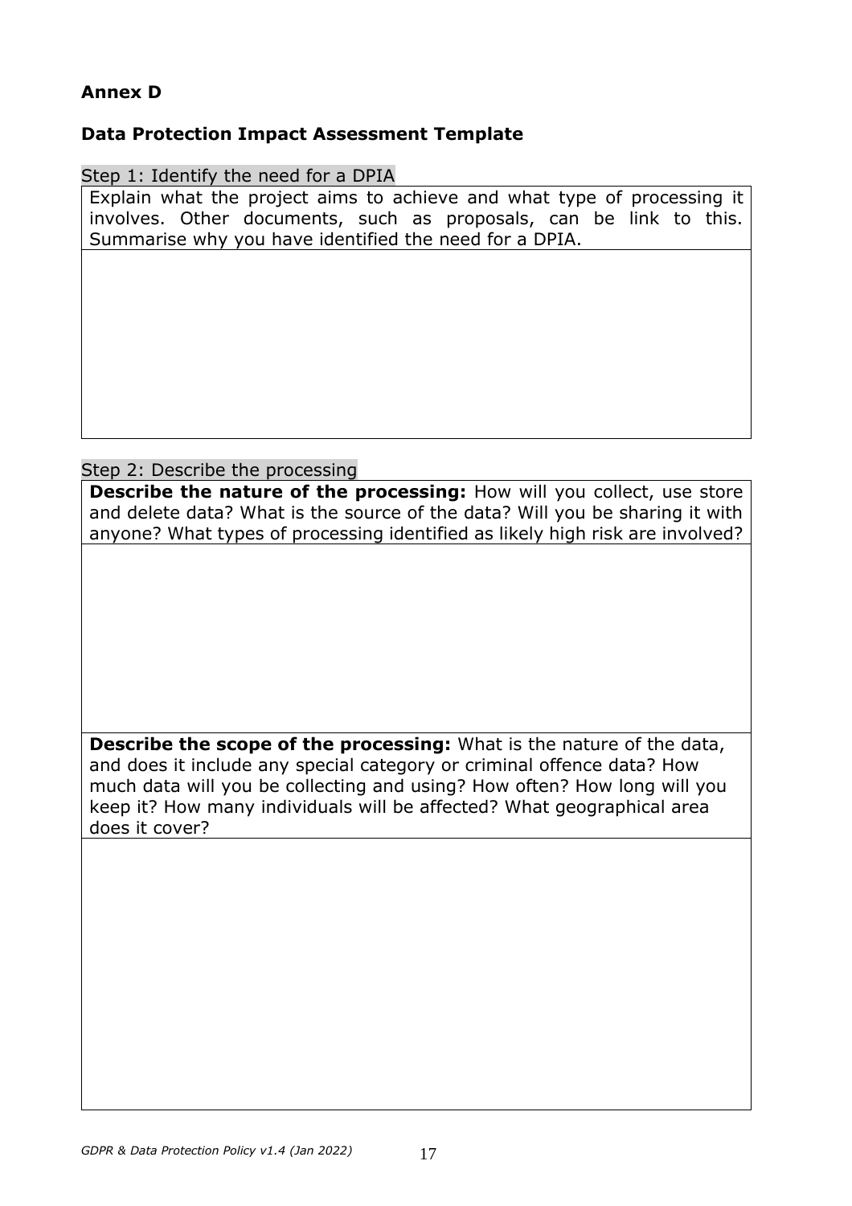**Annex D**

**Data Protection Impact Assessment Template**

Step 1: Identify the need for a DPIA

| Explain what the project aims to achieve and what type of processing it involves. Other documents, such as proposals, can be link to this. Summarise why you have identified the need for a DPIA. |
| --- |
| |

Step 2: Describe the processing

| **Describe the nature of the processing:** How will you collect, use store and delete data? What is the source of the data? Will you be sharing it with anyone? What types of processing identified as likely high risk are involved? |
| --- |
| |
| **Describe the scope of the processing:** What is the nature of the data, and does it include any special category or criminal offence data? How much data will you be collecting and using? How often? How long will you keep it? How many individuals will be affected? What geographical area does it cover? |
| |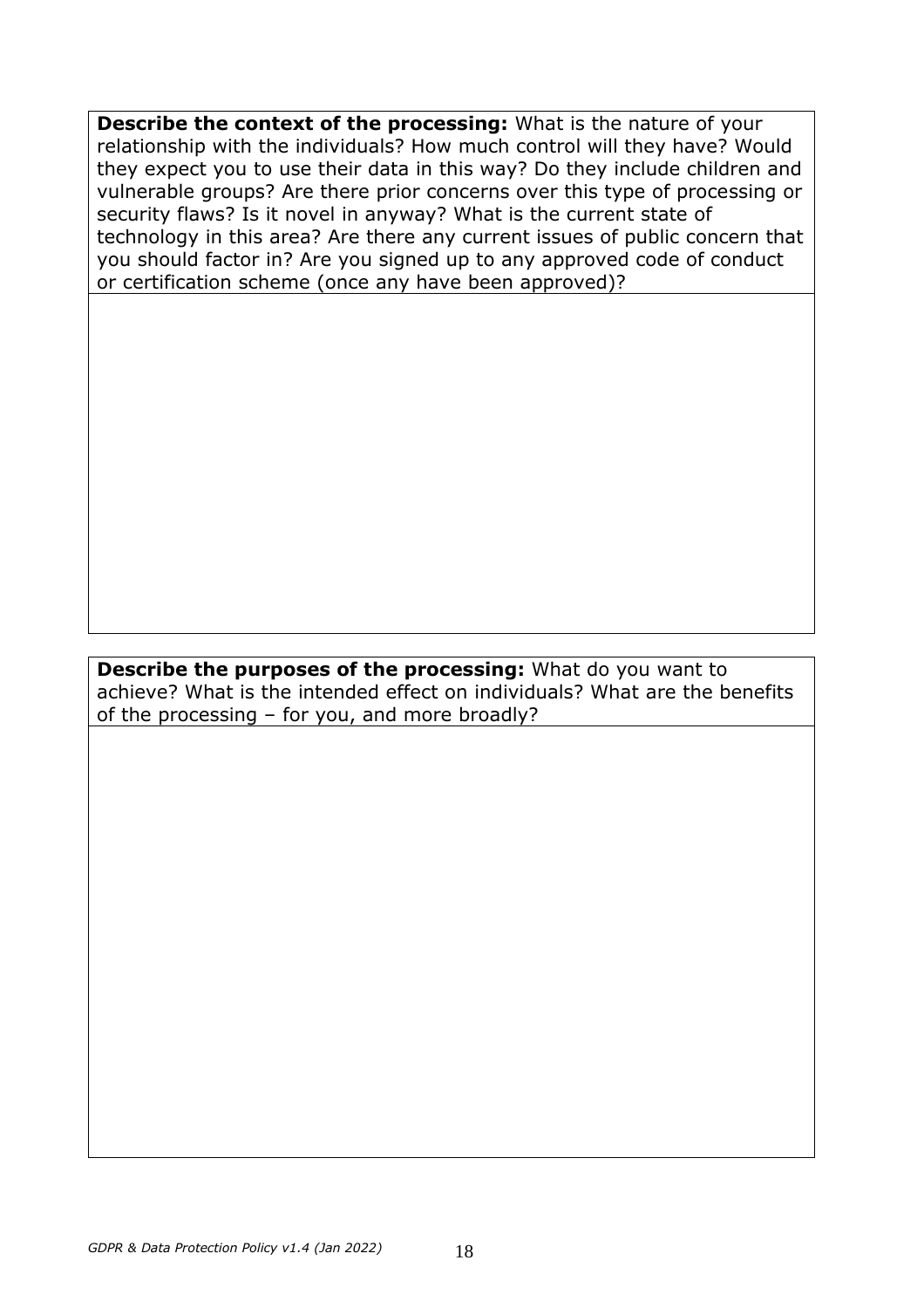**Describe the context of the processing:** What is the nature of your relationship with the individuals? How much control will they have? Would they expect you to use their data in this way? Do they include children and vulnerable groups? Are there prior concerns over this type of processing or security flaws? Is it novel in anyway? What is the current state of technology in this area? Are there any current issues of public concern that you should factor in? Are you signed up to any approved code of conduct or certification scheme (once any have been approved)?

**Describe the purposes of the processing:** What do you want to achieve? What is the intended effect on individuals? What are the benefits of the processing – for you, and more broadly?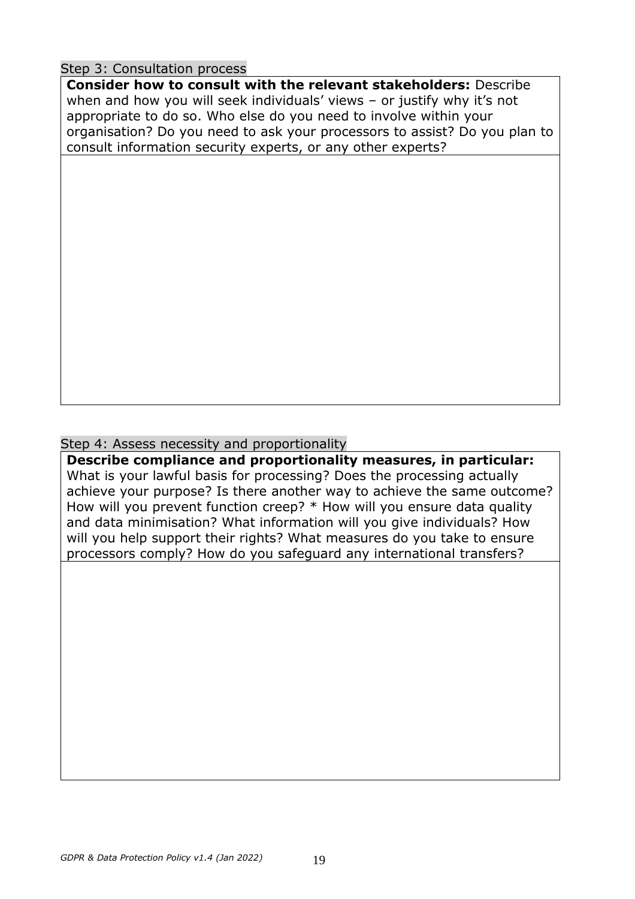## Step 3: Consultation process

| **Consider how to consult with the relevant stakeholders:** Describe when and how you will seek individuals' views – or justify why it's not appropriate to do so. Who else do you need to involve within your organisation? Do you need to ask your processors to assist? Do you plan to consult information security experts, or any other experts? |
|---|
| |

## Step 4: Assess necessity and proportionality

| **Describe compliance and proportionality measures, in particular:** What is your lawful basis for processing? Does the processing actually achieve your purpose? Is there another way to achieve the same outcome? How will you prevent function creep? * How will you ensure data quality and data minimisation? What information will you give individuals? How will you help support their rights? What measures do you take to ensure processors comply? How do you safeguard any international transfers? |
|---|
| |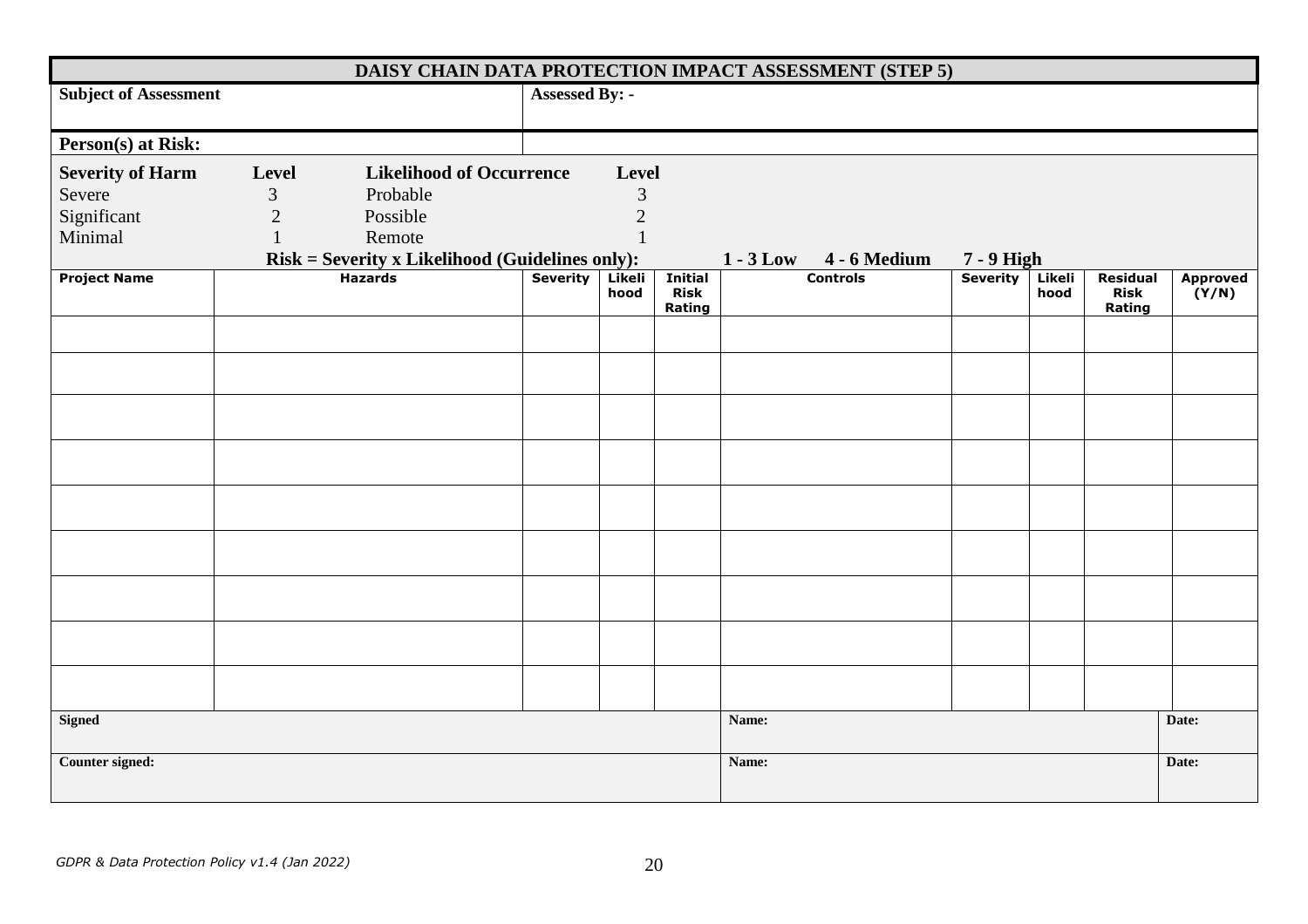# DAISY CHAIN DATA PROTECTION IMPACT ASSESSMENT (STEP 5)

| **Subject of Assessment** | **Assessed By: -** |
|---|---|
| **Person(s) at Risk:** | |

| **Severity of Harm** | **Level** | **Likelihood of Occurrence** | **Level** |
|---|---|---|---|
| Severe | 3 | Probable | 3 |
| Significant | 2 | Possible | 2 |
| Minimal | 1 | Remote | 1 |

**Risk = Severity x Likelihood (Guidelines only):** **1 - 3 Low** **4 - 6 Medium** **7 - 9 High**

| Project Name | Hazards | Severity | Likelihood | Initial Risk Rating | Controls | Severity | Likelihood | Residual Risk Rating | Approved (Y/N) |
|---|---|---|---|---|---|---|---|---|---|
| | | | | | | | | | |
| | | | | | | | | | |
| | | | | | | | | | |
| | | | | | | | | | |
| | | | | | | | | | |
| | | | | | | | | | |
| | | | | | | | | | |
| | | | | | | | | | |
| | | | | | | | | | |

| **Signed** | **Name:** | **Date:** |
|---|---|---|
| **Counter signed:** | **Name:** | **Date:** |

*GDPR & Data Protection Policy v1.4 (Jan 2022)*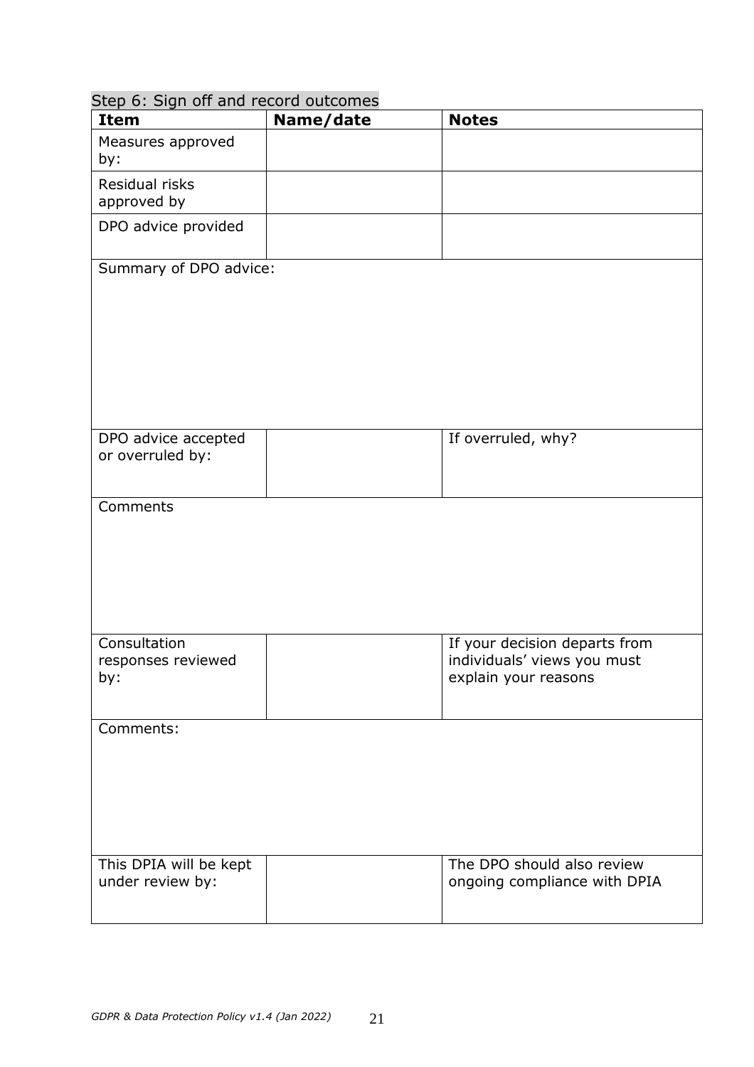## Step 6: Sign off and record outcomes

| Item | Name/date | Notes |
| --- | --- | --- |
| Measures approved by: | | |
| Residual risks approved by | | |
| DPO advice provided | | |
| Summary of DPO advice: | | |
| DPO advice accepted or overruled by: | | If overruled, why? |
| Comments | | |
| Consultation responses reviewed by: | | If your decision departs from individuals' views you must explain your reasons |
| Comments: | | |
| This DPIA will be kept under review by: | | The DPO should also review ongoing compliance with DPIA |